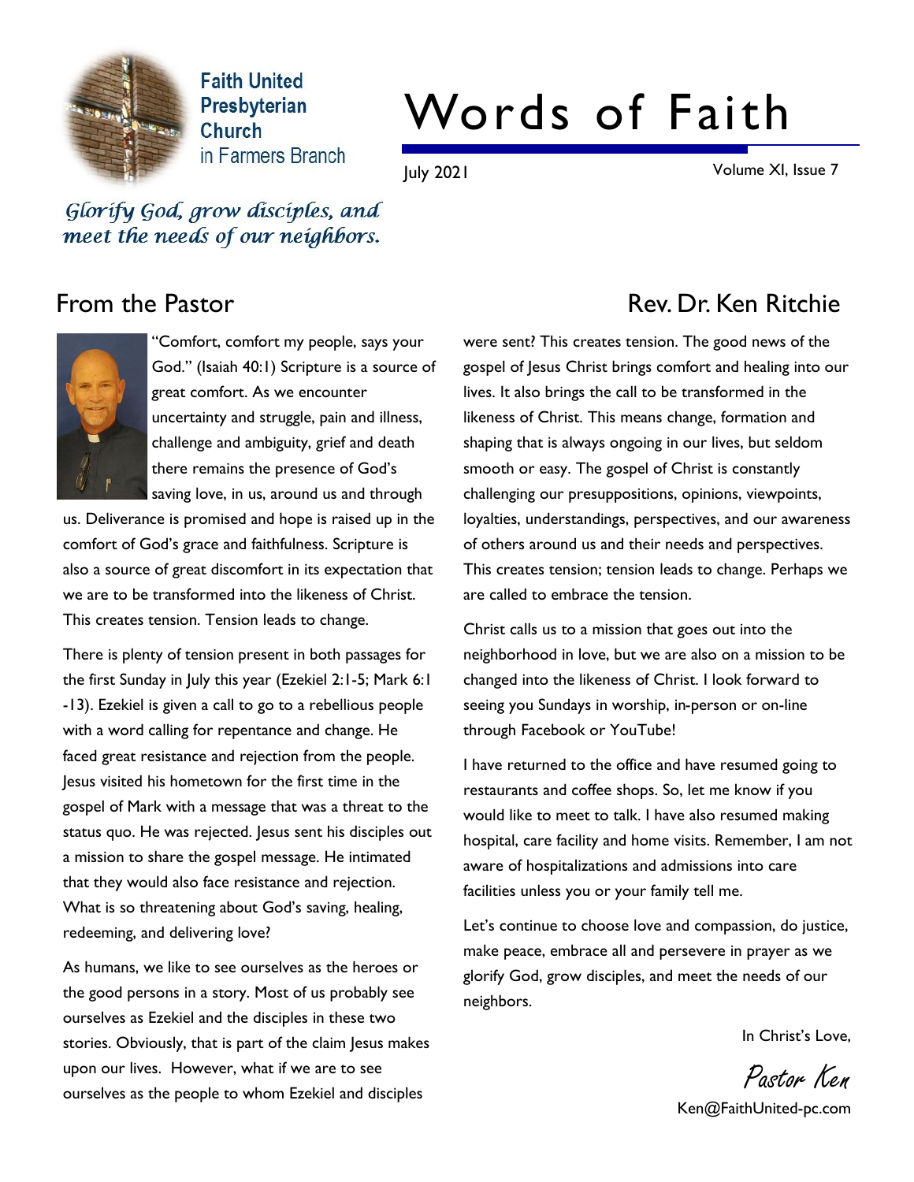Faith United Presbyterian Church in Farmers Branch

# Words of Faith

July 2021

Volume XI, Issue 7

*Glorify God, grow disciples, and meet the needs of our neighbors.*

## From the Pastor

### Rev. Dr. Ken Ritchie

"Comfort, comfort my people, says your God." (Isaiah 40:1) Scripture is a source of great comfort. As we encounter uncertainty and struggle, pain and illness, challenge and ambiguity, grief and death there remains the presence of God's saving love, in us, around us and through us. Deliverance is promised and hope is raised up in the comfort of God's grace and faithfulness. Scripture is also a source of great discomfort in its expectation that we are to be transformed into the likeness of Christ. This creates tension. Tension leads to change.

There is plenty of tension present in both passages for the first Sunday in July this year (Ezekiel 2:1-5; Mark 6:1-13). Ezekiel is given a call to go to a rebellious people with a word calling for repentance and change. He faced great resistance and rejection from the people. Jesus visited his hometown for the first time in the gospel of Mark with a message that was a threat to the status quo. He was rejected. Jesus sent his disciples out a mission to share the gospel message. He intimated that they would also face resistance and rejection. What is so threatening about God's saving, healing, redeeming, and delivering love?

As humans, we like to see ourselves as the heroes or the good persons in a story. Most of us probably see ourselves as Ezekiel and the disciples in these two stories. Obviously, that is part of the claim Jesus makes upon our lives. However, what if we are to see ourselves as the people to whom Ezekiel and disciples were sent? This creates tension. The good news of the gospel of Jesus Christ brings comfort and healing into our lives. It also brings the call to be transformed in the likeness of Christ. This means change, formation and shaping that is always ongoing in our lives, but seldom smooth or easy. The gospel of Christ is constantly challenging our presuppositions, opinions, viewpoints, loyalties, understandings, perspectives, and our awareness of others around us and their needs and perspectives. This creates tension; tension leads to change. Perhaps we are called to embrace the tension.

Christ calls us to a mission that goes out into the neighborhood in love, but we are also on a mission to be changed into the likeness of Christ. I look forward to seeing you Sundays in worship, in-person or on-line through Facebook or YouTube!

I have returned to the office and have resumed going to restaurants and coffee shops. So, let me know if you would like to meet to talk. I have also resumed making hospital, care facility and home visits. Remember, I am not aware of hospitalizations and admissions into care facilities unless you or your family tell me.

Let's continue to choose love and compassion, do justice, make peace, embrace all and persevere in prayer as we glorify God, grow disciples, and meet the needs of our neighbors.

In Christ's Love,

*Pastor Ken*

Ken@FaithUnited-pc.com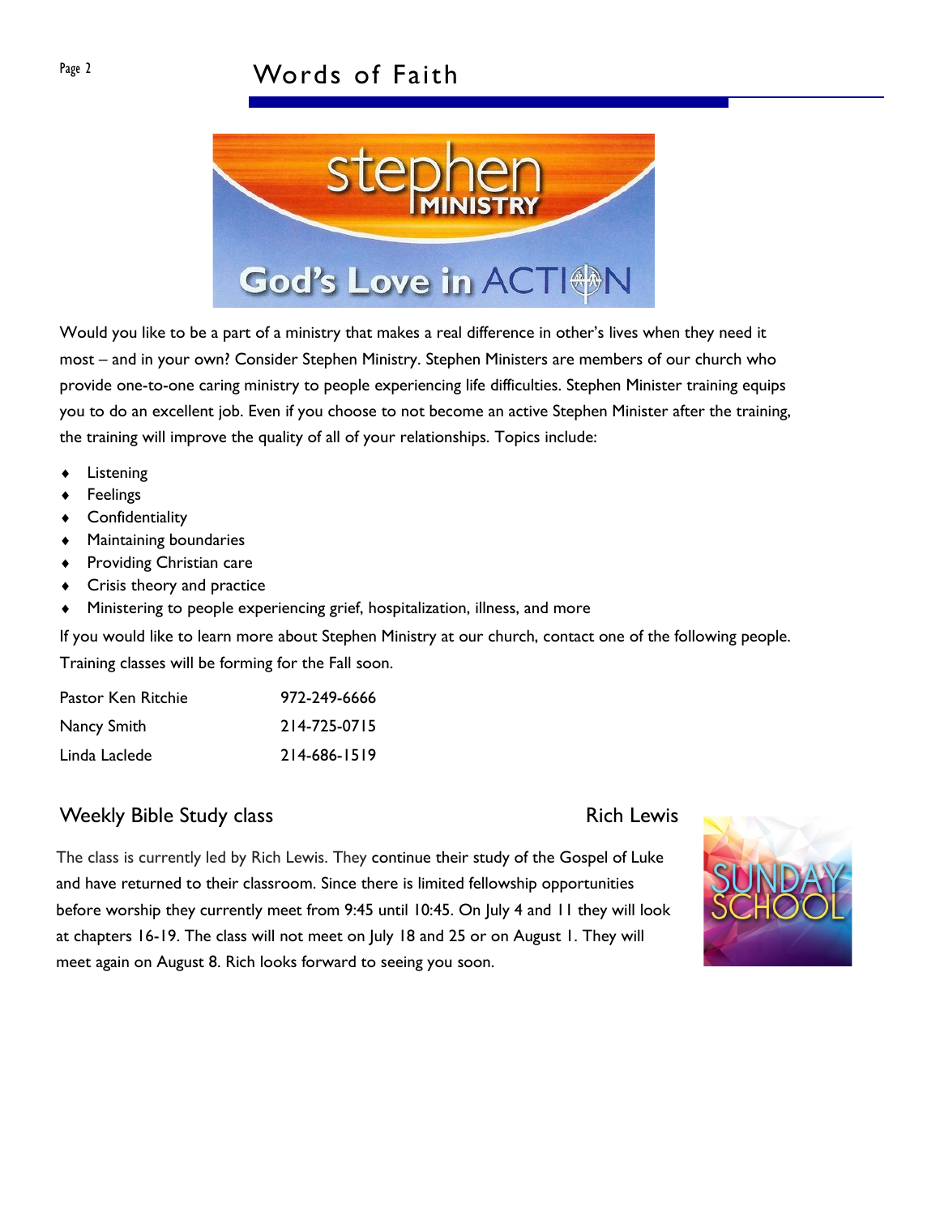Would you like to be a part of a ministry that makes a real difference in other's lives when they need it most – and in your own? Consider Stephen Ministry. Stephen Ministers are members of our church who provide one-to-one caring ministry to people experiencing life difficulties. Stephen Minister training equips you to do an excellent job. Even if you choose to not become an active Stephen Minister after the training, the training will improve the quality of all of your relationships. Topics include:

- Listening
- Feelings
- Confidentiality
- Maintaining boundaries
- Providing Christian care
- Crisis theory and practice
- Ministering to people experiencing grief, hospitalization, illness, and more

If you would like to learn more about Stephen Ministry at our church, contact one of the following people. Training classes will be forming for the Fall soon.

| | |
|---|---|
| Pastor Ken Ritchie | 972-249-6666 |
| Nancy Smith | 214-725-0715 |
| Linda Laclede | 214-686-1519 |

## Weekly Bible Study class — Rich Lewis

The class is currently led by Rich Lewis. They continue their study of the Gospel of Luke and have returned to their classroom. Since there is limited fellowship opportunities before worship they currently meet from 9:45 until 10:45. On July 4 and 11 they will look at chapters 16-19. The class will not meet on July 18 and 25 or on August 1. They will meet again on August 8. Rich looks forward to seeing you soon.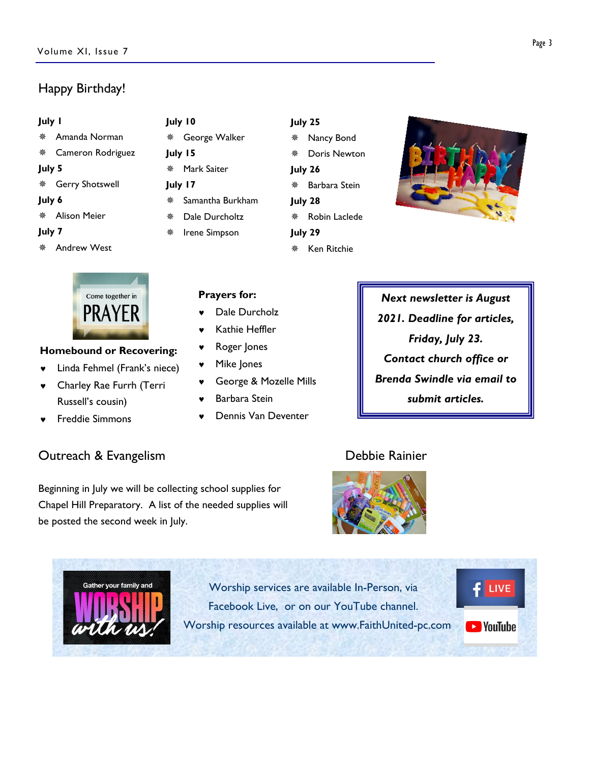## Happy Birthday!

**July 1**

- Amanda Norman
- Cameron Rodriguez

**July 5**

- Gerry Shotswell

**July 6**

- Alison Meier

**July 7**

- Andrew West

**July 10**

- George Walker

**July 15**

- Mark Saiter

**July 17**

- Samantha Burkham
- Dale Durcholtz
- Irene Simpson

**July 25**

- Nancy Bond
- Doris Newton

**July 26**

- Barbara Stein

**July 28**

- Robin Laclede

**July 29**

- Ken Ritchie

**Homebound or Recovering:**

- Linda Fehmel (Frank's niece)
- Charley Rae Furrh (Terri Russell's cousin)
- Freddie Simmons

**Prayers for:**

- Dale Durcholz
- Kathie Heffler
- Roger Jones
- Mike Jones
- Geogre & Mozelle Mills
- Barbara Stein
- Dennis Van Deventer

***Next newsletter is August 2021. Deadline for articles, Friday, July 23. Contact church office or Brenda Swindle via email to submit articles.***

## Outreach & Evangelism

Debbie Rainier

Beginning in July we will be collecting school supplies for Chapel Hill Preparatory. A list of the needed supplies will be posted the second week in July.

Worship services are available In-Person, via Facebook Live, or on our YouTube channel. Worship resources available at www.FaithUnited-pc.com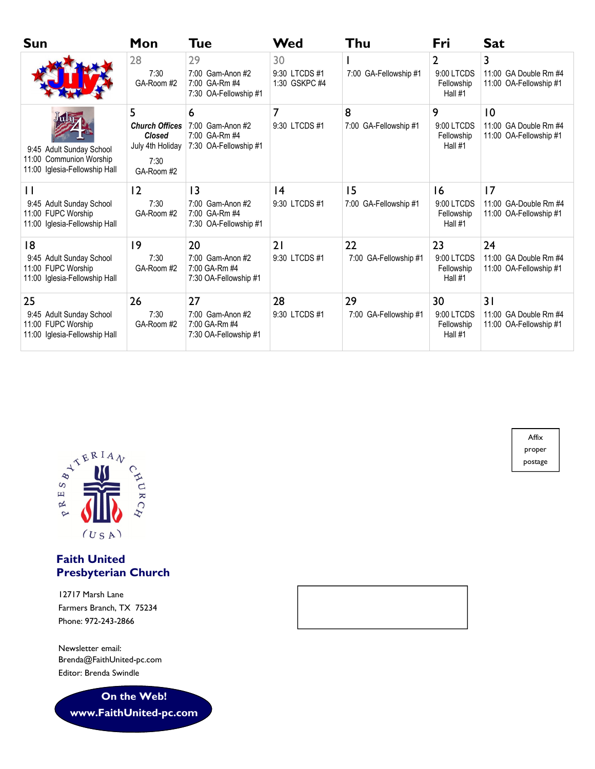| Sun | Mon | Tue | Wed | Thu | Fri | Sat |
|---|---|---|---|---|---|---|
| | 28<br>7:30<br>GA-Room #2 | 29<br>7:00 Gam-Anon #2<br>7:00 GA-Rm #4<br>7:30 OA-Fellowship #1 | 30<br>9:30 LTCDS #1<br>1:30 GSKPC #4 | 1<br>7:00 GA-Fellowship #1 | 2<br>9:00 LTCDS Fellowship Hall #1 | 3<br>11:00 GA Double Rm #4<br>11:00 OA-Fellowship #1 |
| 9:45 Adult Sunday School<br>11:00 Communion Worship<br>11:00 Iglesia-Fellowship Hall | 5<br>***Church Offices Closed***<br>July 4th Holiday<br>7:30<br>GA-Room #2 | 6<br>7:00 Gam-Anon #2<br>7:00 GA-Rm #4<br>7:30 OA-Fellowship #1 | 7<br>9:30 LTCDS #1 | 8<br>7:00 GA-Fellowship #1 | 9<br>9:00 LTCDS Fellowship Hall #1 | 10<br>11:00 GA Double Rm #4<br>11:00 OA-Fellowship #1 |
| 11<br>9:45 Adult Sunday School<br>11:00 FUPC Worship<br>11:00 Iglesia-Fellowship Hall | 12<br>7:30<br>GA-Room #2 | 13<br>7:00 Gam-Anon #2<br>7:00 GA-Rm #4<br>7:30 OA-Fellowship #1 | 14<br>9:30 LTCDS #1 | 15<br>7:00 GA-Fellowship #1 | 16<br>9:00 LTCDS Fellowship Hall #1 | 17<br>11:00 GA-Double Rm #4<br>11:00 OA-Fellowship #1 |
| 18<br>9:45 Adult Sunday School<br>11:00 FUPC Worship<br>11:00 Iglesia-Fellowship Hall | 19<br>7:30<br>GA-Room #2 | 20<br>7:00 Gam-Anon #2<br>7:00 GA-Rm #4<br>7:30 OA-Fellowship #1 | 21<br>9:30 LTCDS #1 | 22<br>7:00 GA-Fellowship #1 | 23<br>9:00 LTCDS Fellowship Hall #1 | 24<br>11:00 GA Double Rm #4<br>11:00 OA-Fellowship #1 |
| 25<br>9:45 Adult Sunday School<br>11:00 FUPC Worship<br>11:00 Iglesia-Fellowship Hall | 26<br>7:30<br>GA-Room #2 | 27<br>7:00 Gam-Anon #2<br>7:00 GA-Rm #4<br>7:30 OA-Fellowship #1 | 28<br>9:30 LTCDS #1 | 29<br>7:00 GA-Fellowship #1 | 30<br>9:00 LTCDS Fellowship Hall #1 | 31<br>11:00 GA Double Rm #4<br>11:00 OA-Fellowship #1 |

Affix proper postage

**Faith United Presbyterian Church**

12717 Marsh Lane
Farmers Branch, TX 75234
Phone: 972-243-2866

Newsletter email:
Brenda@FaithUnited-pc.com
Editor: Brenda Swindle

**On the Web!**
**www.FaithUnited-pc.com**